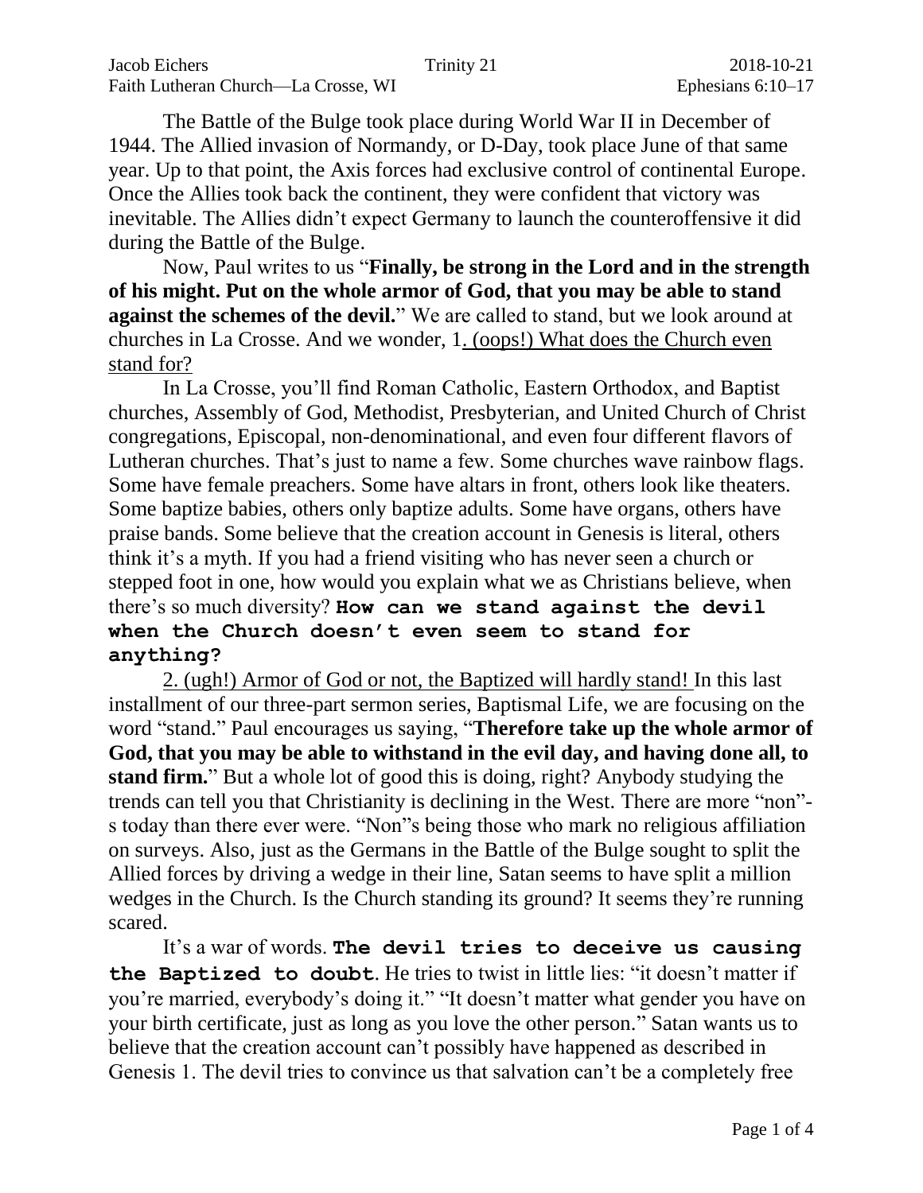Jacob Eichers — Trinity 21 — 2018-10-21
Faith Lutheran Church—La Crosse, WI — Ephesians 6:10–17

The Battle of the Bulge took place during World War II in December of 1944. The Allied invasion of Normandy, or D-Day, took place June of that same year. Up to that point, the Axis forces had exclusive control of continental Europe. Once the Allies took back the continent, they were confident that victory was inevitable. The Allies didn't expect Germany to launch the counteroffensive it did during the Battle of the Bulge.

Now, Paul writes to us "**Finally, be strong in the Lord and in the strength of his might. Put on the whole armor of God, that you may be able to stand against the schemes of the devil.**" We are called to stand, but we look around at churches in La Crosse. And we wonder, 1. (oops!) What does the Church even stand for?

In La Crosse, you'll find Roman Catholic, Eastern Orthodox, and Baptist churches, Assembly of God, Methodist, Presbyterian, and United Church of Christ congregations, Episcopal, non-denominational, and even four different flavors of Lutheran churches. That's just to name a few. Some churches wave rainbow flags. Some have female preachers. Some have altars in front, others look like theaters. Some baptize babies, others only baptize adults. Some have organs, others have praise bands. Some believe that the creation account in Genesis is literal, others think it's a myth. If you had a friend visiting who has never seen a church or stepped foot in one, how would you explain what we as Christians believe, when there's so much diversity? **How can we stand against the devil when the Church doesn't even seem to stand for anything?**

2. (ugh!) Armor of God or not, the Baptized will hardly stand! In this last installment of our three-part sermon series, Baptismal Life, we are focusing on the word "stand." Paul encourages us saying, "**Therefore take up the whole armor of God, that you may be able to withstand in the evil day, and having done all, to stand firm.**" But a whole lot of good this is doing, right? Anybody studying the trends can tell you that Christianity is declining in the West. There are more "non"-s today than there ever were. "Non"s being those who mark no religious affiliation on surveys. Also, just as the Germans in the Battle of the Bulge sought to split the Allied forces by driving a wedge in their line, Satan seems to have split a million wedges in the Church. Is the Church standing its ground? It seems they're running scared.

It's a war of words. **The devil tries to deceive us causing the Baptized to doubt**. He tries to twist in little lies: "it doesn't matter if you're married, everybody's doing it." "It doesn't matter what gender you have on your birth certificate, just as long as you love the other person." Satan wants us to believe that the creation account can't possibly have happened as described in Genesis 1. The devil tries to convince us that salvation can't be a completely free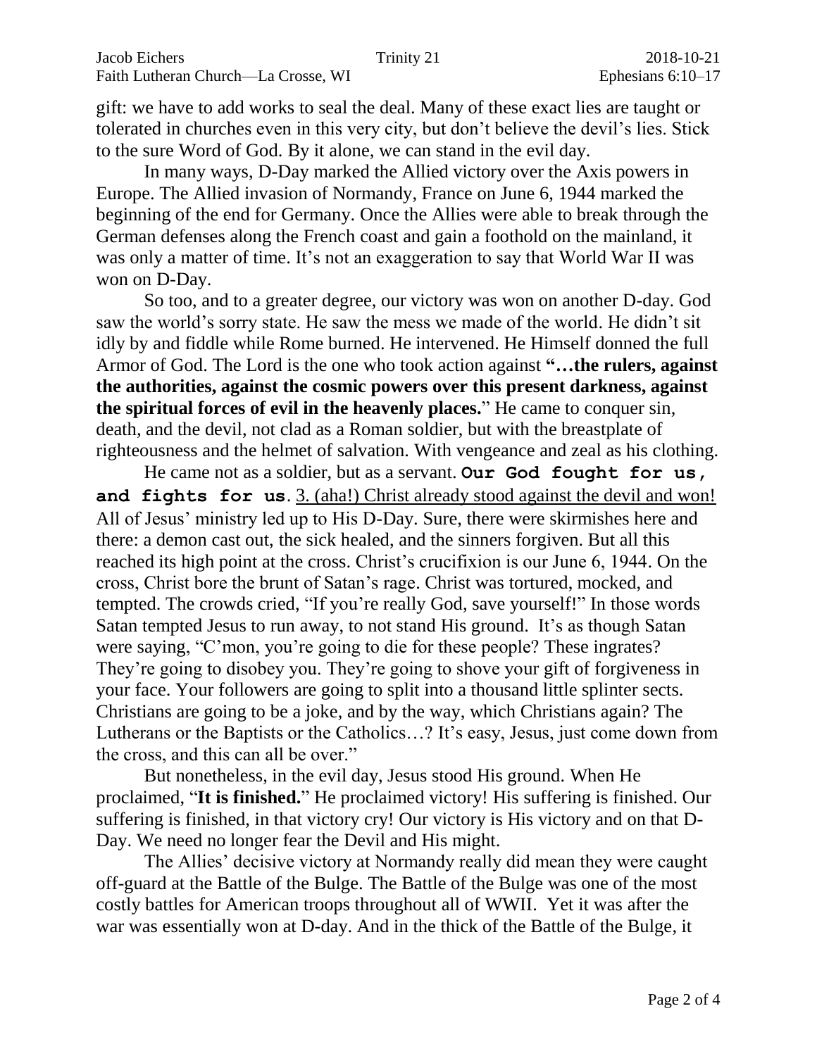gift: we have to add works to seal the deal. Many of these exact lies are taught or tolerated in churches even in this very city, but don't believe the devil's lies. Stick to the sure Word of God. By it alone, we can stand in the evil day.

In many ways, D-Day marked the Allied victory over the Axis powers in Europe. The Allied invasion of Normandy, France on June 6, 1944 marked the beginning of the end for Germany. Once the Allies were able to break through the German defenses along the French coast and gain a foothold on the mainland, it was only a matter of time. It's not an exaggeration to say that World War II was won on D-Day.

So too, and to a greater degree, our victory was won on another D-day. God saw the world's sorry state. He saw the mess we made of the world. He didn't sit idly by and fiddle while Rome burned. He intervened. He Himself donned the full Armor of God. The Lord is the one who took action against **"…the rulers, against the authorities, against the cosmic powers over this present darkness, against the spiritual forces of evil in the heavenly places.**" He came to conquer sin, death, and the devil, not clad as a Roman soldier, but with the breastplate of righteousness and the helmet of salvation. With vengeance and zeal as his clothing.

He came not as a soldier, but as a servant. **`Our God fought for us, and fights for us`**. <u>3. (aha!) Christ already stood against the devil and won!</u> All of Jesus' ministry led up to His D-Day. Sure, there were skirmishes here and there: a demon cast out, the sick healed, and the sinners forgiven. But all this reached its high point at the cross. Christ's crucifixion is our June 6, 1944. On the cross, Christ bore the brunt of Satan's rage. Christ was tortured, mocked, and tempted. The crowds cried, "If you're really God, save yourself!" In those words Satan tempted Jesus to run away, to not stand His ground. It's as though Satan were saying, "C'mon, you're going to die for these people? These ingrates? They're going to disobey you. They're going to shove your gift of forgiveness in your face. Your followers are going to split into a thousand little splinter sects. Christians are going to be a joke, and by the way, which Christians again? The Lutherans or the Baptists or the Catholics…? It's easy, Jesus, just come down from the cross, and this can all be over."

But nonetheless, in the evil day, Jesus stood His ground. When He proclaimed, "**It is finished.**" He proclaimed victory! His suffering is finished. Our suffering is finished, in that victory cry! Our victory is His victory and on that D-Day. We need no longer fear the Devil and His might.

The Allies' decisive victory at Normandy really did mean they were caught off-guard at the Battle of the Bulge. The Battle of the Bulge was one of the most costly battles for American troops throughout all of WWII. Yet it was after the war was essentially won at D-day. And in the thick of the Battle of the Bulge, it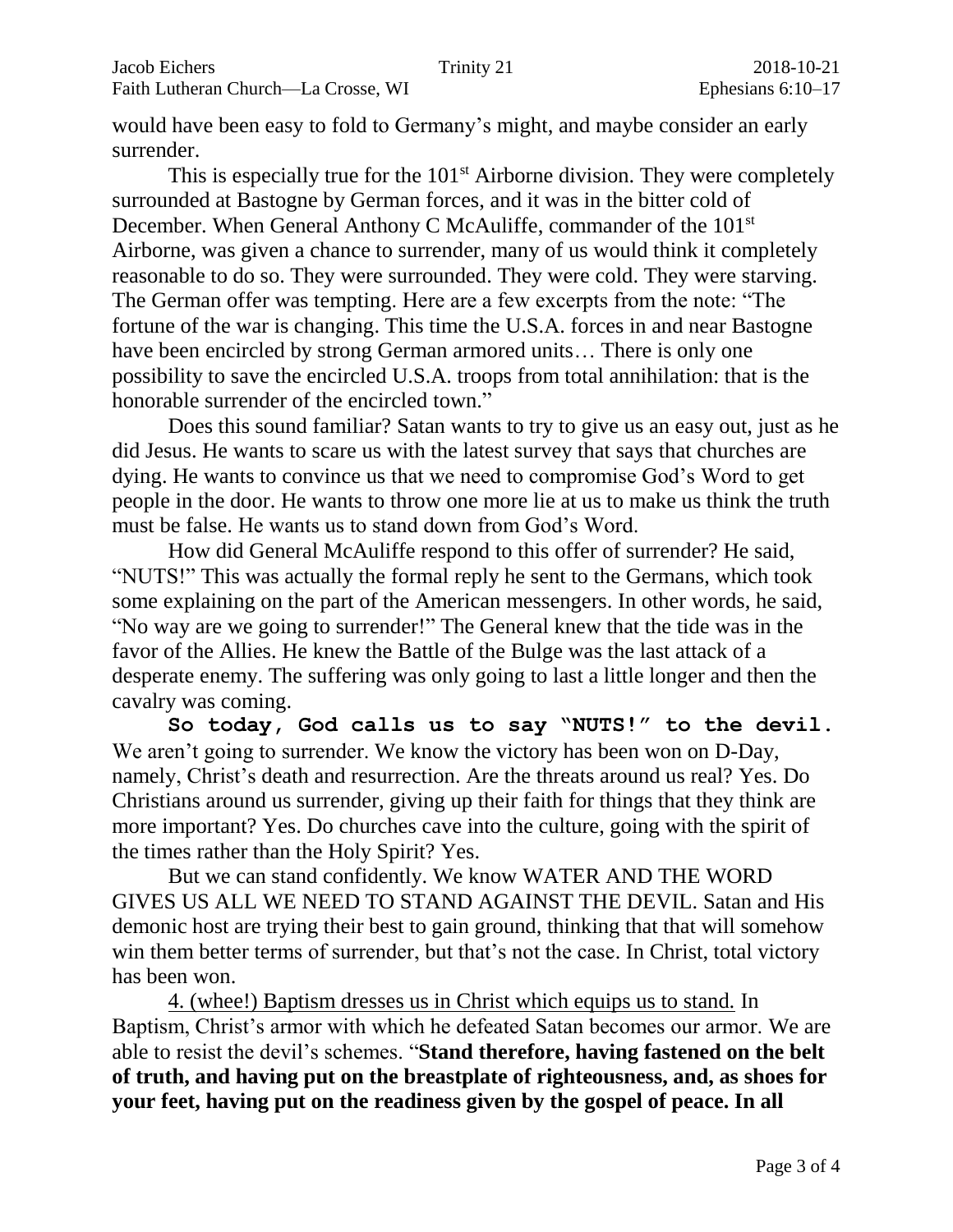would have been easy to fold to Germany's might, and maybe consider an early surrender.

This is especially true for the 101st Airborne division. They were completely surrounded at Bastogne by German forces, and it was in the bitter cold of December. When General Anthony C McAuliffe, commander of the 101st Airborne, was given a chance to surrender, many of us would think it completely reasonable to do so. They were surrounded. They were cold. They were starving. The German offer was tempting. Here are a few excerpts from the note: "The fortune of the war is changing. This time the U.S.A. forces in and near Bastogne have been encircled by strong German armored units… There is only one possibility to save the encircled U.S.A. troops from total annihilation: that is the honorable surrender of the encircled town."

Does this sound familiar? Satan wants to try to give us an easy out, just as he did Jesus. He wants to scare us with the latest survey that says that churches are dying. He wants to convince us that we need to compromise God's Word to get people in the door. He wants to throw one more lie at us to make us think the truth must be false. He wants us to stand down from God's Word.

How did General McAuliffe respond to this offer of surrender? He said, "NUTS!" This was actually the formal reply he sent to the Germans, which took some explaining on the part of the American messengers. In other words, he said, "No way are we going to surrender!" The General knew that the tide was in the favor of the Allies. He knew the Battle of the Bulge was the last attack of a desperate enemy. The suffering was only going to last a little longer and then the cavalry was coming.

**So today, God calls us to say "NUTS!" to the devil.** We aren't going to surrender. We know the victory has been won on D-Day, namely, Christ's death and resurrection. Are the threats around us real? Yes. Do Christians around us surrender, giving up their faith for things that they think are more important? Yes. Do churches cave into the culture, going with the spirit of the times rather than the Holy Spirit? Yes.

But we can stand confidently. We know WATER AND THE WORD GIVES US ALL WE NEED TO STAND AGAINST THE DEVIL. Satan and His demonic host are trying their best to gain ground, thinking that that will somehow win them better terms of surrender, but that's not the case. In Christ, total victory has been won.

4. (whee!) Baptism dresses us in Christ which equips us to stand. In Baptism, Christ's armor with which he defeated Satan becomes our armor. We are able to resist the devil's schemes. "**Stand therefore, having fastened on the belt of truth, and having put on the breastplate of righteousness, and, as shoes for your feet, having put on the readiness given by the gospel of peace. In all**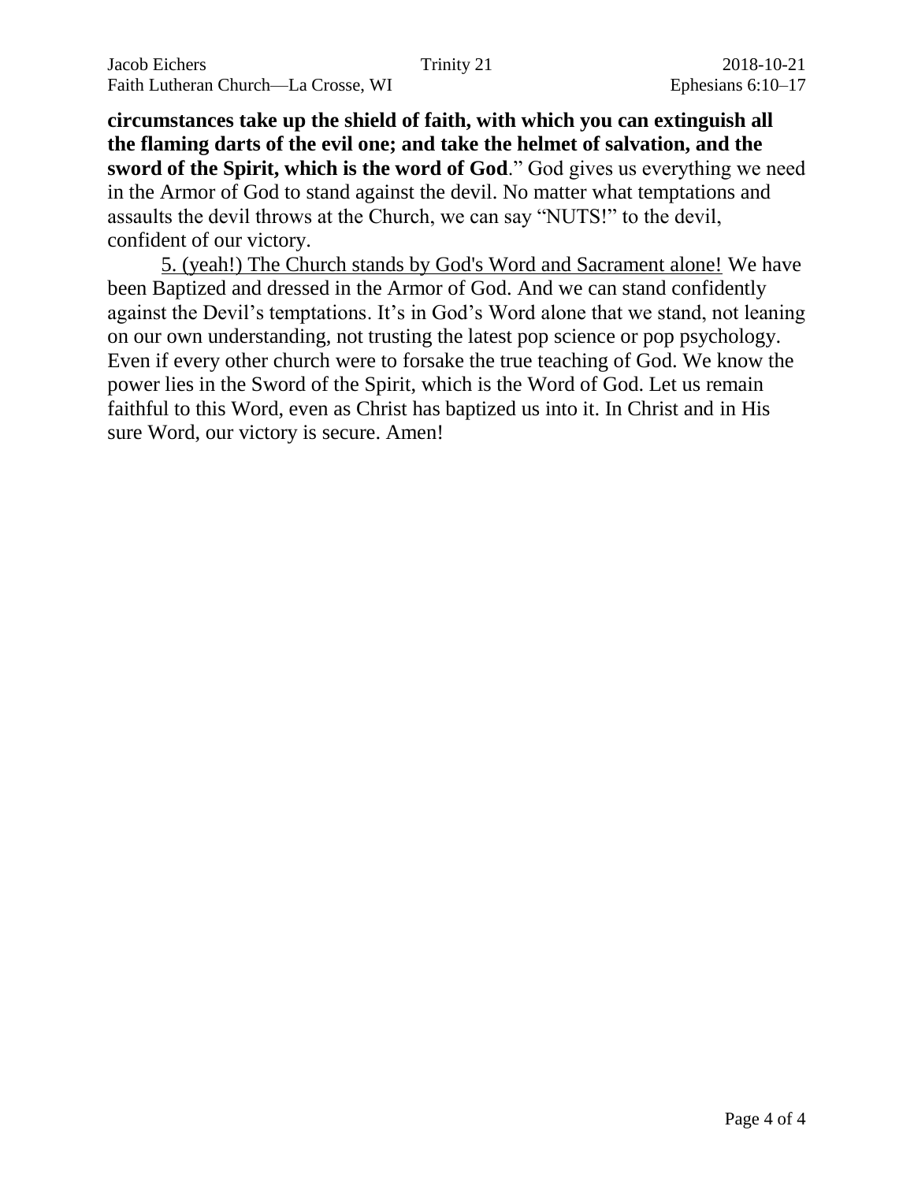**circumstances take up the shield of faith, with which you can extinguish all the flaming darts of the evil one; and take the helmet of salvation, and the sword of the Spirit, which is the word of God**." God gives us everything we need in the Armor of God to stand against the devil. No matter what temptations and assaults the devil throws at the Church, we can say "NUTS!" to the devil, confident of our victory.

<u>5. (yeah!) The Church stands by God's Word and Sacrament alone!</u> We have been Baptized and dressed in the Armor of God. And we can stand confidently against the Devil's temptations. It's in God's Word alone that we stand, not leaning on our own understanding, not trusting the latest pop science or pop psychology. Even if every other church were to forsake the true teaching of God. We know the power lies in the Sword of the Spirit, which is the Word of God. Let us remain faithful to this Word, even as Christ has baptized us into it. In Christ and in His sure Word, our victory is secure. Amen!